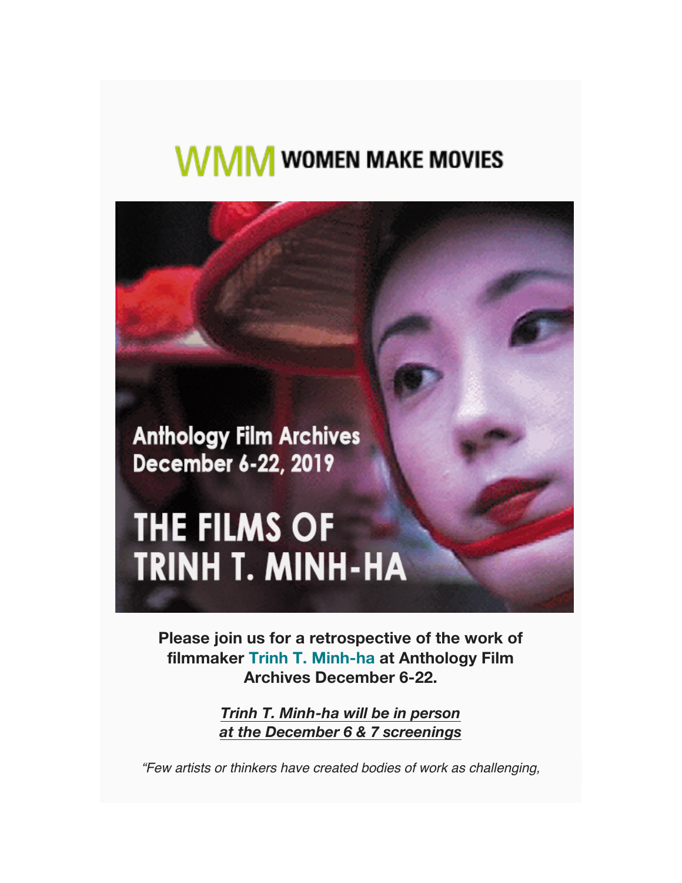# WMM WOMEN MAKE MOVIES

Anthology Film Archives
December 6-22, 2019

# THE FILMS OF TRINH T. MINH-HA

**Please join us for a retrospective of the work of filmmaker Trinh T. Minh-ha at Anthology Film Archives December 6-22.**

***Trinh T. Minh-ha will be in person at the December 6 & 7 screenings***

*"Few artists or thinkers have created bodies of work as challenging,*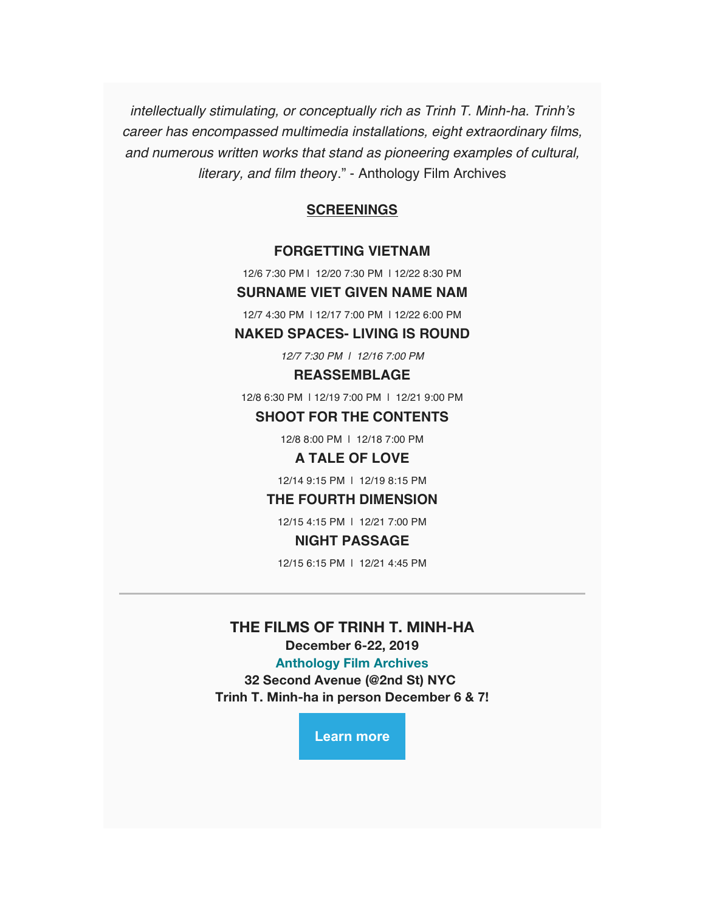*intellectually stimulating, or conceptually rich as Trinh T. Minh-ha. Trinh's career has encompassed multimedia installations, eight extraordinary films, and numerous written works that stand as pioneering examples of cultural, literary, and film theory*." - Anthology Film Archives

## SCREENINGS

**FORGETTING VIETNAM**

12/6 7:30 PM l 12/20 7:30 PM l 12/22 8:30 PM

**SURNAME VIET GIVEN NAME NAM**

12/7 4:30 PM l 12/17 7:00 PM l 12/22 6:00 PM

**NAKED SPACES- LIVING IS ROUND**

*12/7 7:30 PM l 12/16 7:00 PM*

**REASSEMBLAGE**

12/8 6:30 PM l 12/19 7:00 PM l 12/21 9:00 PM

**SHOOT FOR THE CONTENTS**

12/8 8:00 PM l 12/18 7:00 PM

**A TALE OF LOVE**

12/14 9:15 PM l 12/19 8:15 PM

**THE FOURTH DIMENSION**

12/15 4:15 PM l 12/21 7:00 PM

**NIGHT PASSAGE**

12/15 6:15 PM l 12/21 4:45 PM

---

**THE FILMS OF TRINH T. MINH-HA**
**December 6-22, 2019**
**Anthology Film Archives**
**32 Second Avenue (@2nd St) NYC**
**Trinh T. Minh-ha in person December 6 & 7!**

**Learn more**